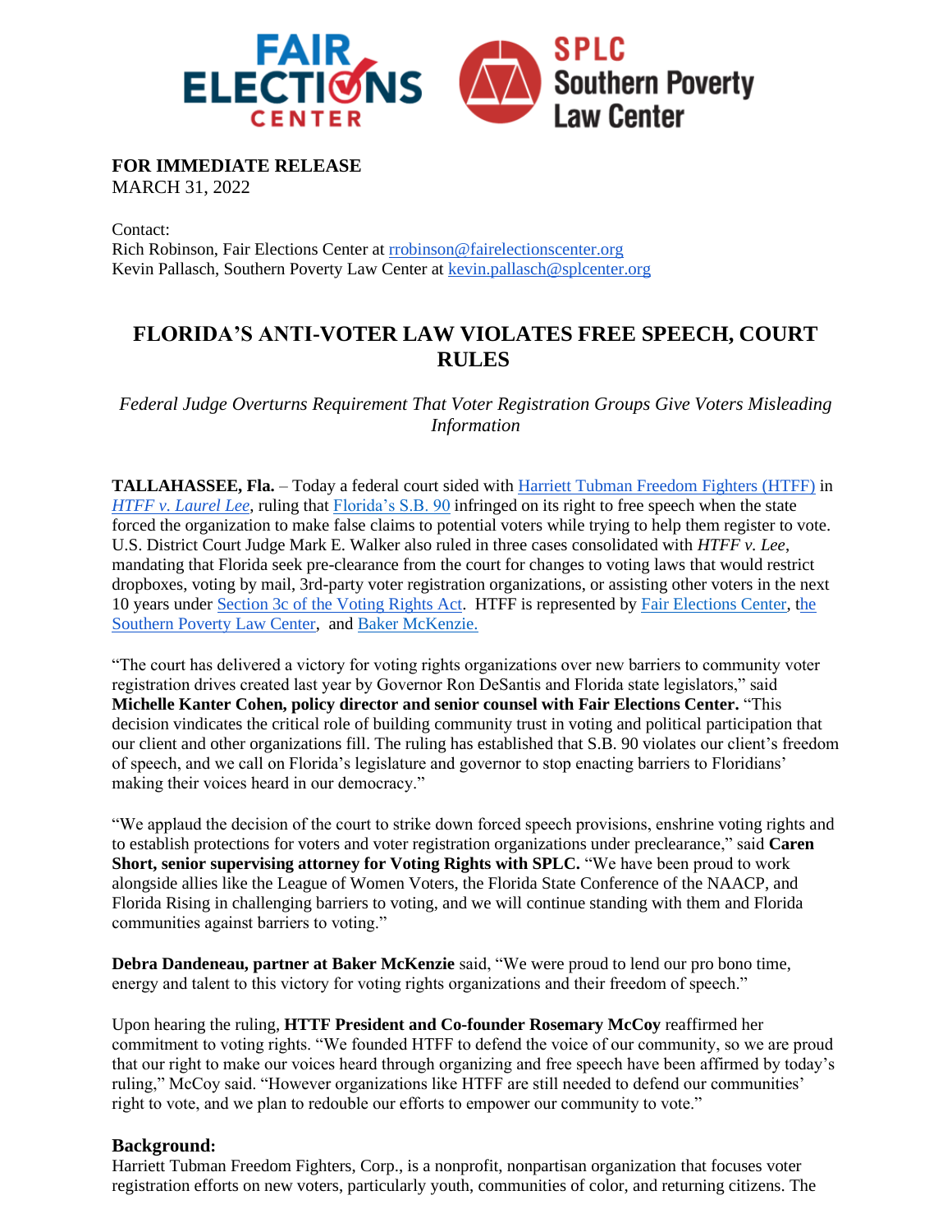**FOR IMMEDIATE RELEASE**
MARCH 31, 2022

Contact:
Rich Robinson, Fair Elections Center at rrobinson@fairelectionscenter.org
Kevin Pallasch, Southern Poverty Law Center at kevin.pallasch@splcenter.org

# FLORIDA'S ANTI-VOTER LAW VIOLATES FREE SPEECH, COURT RULES

*Federal Judge Overturns Requirement That Voter Registration Groups Give Voters Misleading Information*

**TALLAHASSEE, Fla.** – Today a federal court sided with Harriett Tubman Freedom Fighters (HTFF) in *HTFF v. Laurel Lee*, ruling that Florida's S.B. 90 infringed on its right to free speech when the state forced the organization to make false claims to potential voters while trying to help them register to vote. U.S. District Court Judge Mark E. Walker also ruled in three cases consolidated with *HTFF v. Lee*, mandating that Florida seek pre-clearance from the court for changes to voting laws that would restrict dropboxes, voting by mail, 3rd-party voter registration organizations, or assisting other voters in the next 10 years under Section 3c of the Voting Rights Act. HTFF is represented by Fair Elections Center, the Southern Poverty Law Center, and Baker McKenzie.

"The court has delivered a victory for voting rights organizations over new barriers to community voter registration drives created last year by Governor Ron DeSantis and Florida state legislators," said **Michelle Kanter Cohen, policy director and senior counsel with Fair Elections Center.** "This decision vindicates the critical role of building community trust in voting and political participation that our client and other organizations fill. The ruling has established that S.B. 90 violates our client's freedom of speech, and we call on Florida's legislature and governor to stop enacting barriers to Floridians' making their voices heard in our democracy."

"We applaud the decision of the court to strike down forced speech provisions, enshrine voting rights and to establish protections for voters and voter registration organizations under preclearance," said **Caren Short, senior supervising attorney for Voting Rights with SPLC.** "We have been proud to work alongside allies like the League of Women Voters, the Florida State Conference of the NAACP, and Florida Rising in challenging barriers to voting, and we will continue standing with them and Florida communities against barriers to voting."

**Debra Dandeneau, partner at Baker McKenzie** said, "We were proud to lend our pro bono time, energy and talent to this victory for voting rights organizations and their freedom of speech."

Upon hearing the ruling, **HTFF President and Co-founder Rosemary McCoy** reaffirmed her commitment to voting rights. "We founded HTFF to defend the voice of our community, so we are proud that our right to make our voices heard through organizing and free speech have been affirmed by today's ruling," McCoy said. "However organizations like HTFF are still needed to defend our communities' right to vote, and we plan to redouble our efforts to empower our community to vote."

### Background:

Harriett Tubman Freedom Fighters, Corp., is a nonprofit, nonpartisan organization that focuses voter registration efforts on new voters, particularly youth, communities of color, and returning citizens. The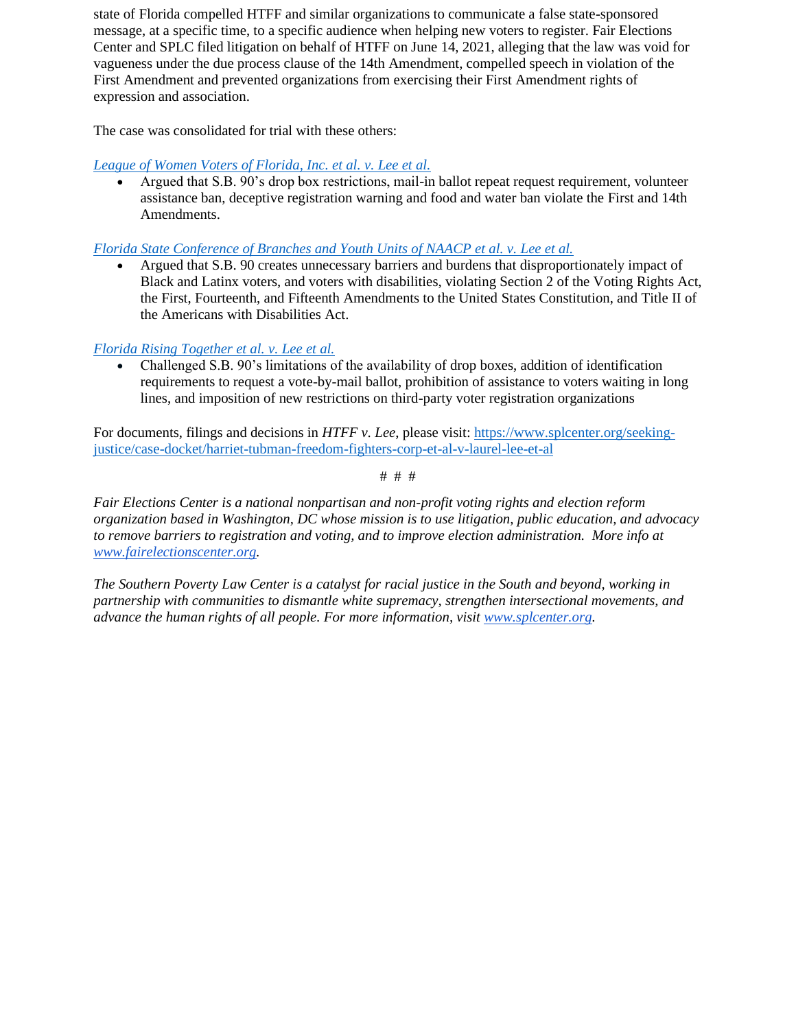state of Florida compelled HTFF and similar organizations to communicate a false state-sponsored message, at a specific time, to a specific audience when helping new voters to register. Fair Elections Center and SPLC filed litigation on behalf of HTFF on June 14, 2021, alleging that the law was void for vagueness under the due process clause of the 14th Amendment, compelled speech in violation of the First Amendment and prevented organizations from exercising their First Amendment rights of expression and association.

The case was consolidated for trial with these others:

*League of Women Voters of Florida, Inc. et al. v. Lee et al.*

- Argued that S.B. 90's drop box restrictions, mail-in ballot repeat request requirement, volunteer assistance ban, deceptive registration warning and food and water ban violate the First and 14th Amendments.

*Florida State Conference of Branches and Youth Units of NAACP et al. v. Lee et al.*

- Argued that S.B. 90 creates unnecessary barriers and burdens that disproportionately impact of Black and Latinx voters, and voters with disabilities, violating Section 2 of the Voting Rights Act, the First, Fourteenth, and Fifteenth Amendments to the United States Constitution, and Title II of the Americans with Disabilities Act.

*Florida Rising Together et al. v. Lee et al.*

- Challenged S.B. 90's limitations of the availability of drop boxes, addition of identification requirements to request a vote-by-mail ballot, prohibition of assistance to voters waiting in long lines, and imposition of new restrictions on third-party voter registration organizations

For documents, filings and decisions in *HTFF v. Lee*, please visit: https://www.splcenter.org/seeking-justice/case-docket/harriet-tubman-freedom-fighters-corp-et-al-v-laurel-lee-et-al

# # #

*Fair Elections Center is a national nonpartisan and non-profit voting rights and election reform organization based in Washington, DC whose mission is to use litigation, public education, and advocacy to remove barriers to registration and voting, and to improve election administration. More info at www.fairelectionscenter.org.*

*The Southern Poverty Law Center is a catalyst for racial justice in the South and beyond, working in partnership with communities to dismantle white supremacy, strengthen intersectional movements, and advance the human rights of all people. For more information, visit www.splcenter.org.*